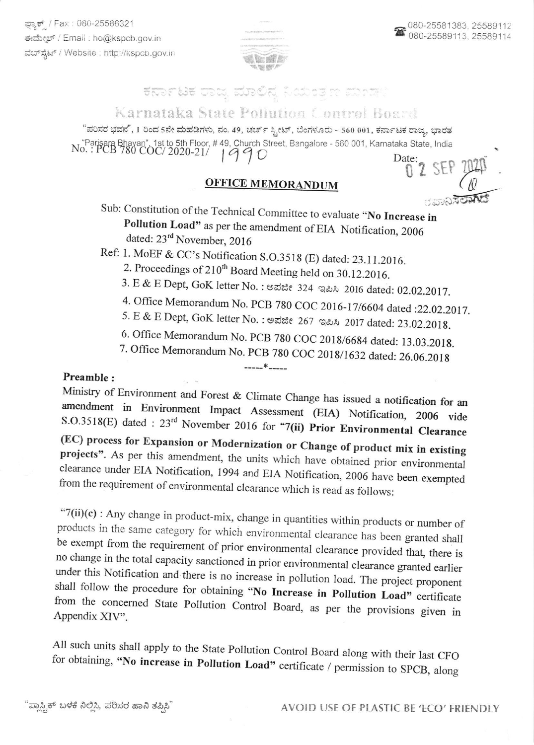ಫ್ಯಾಕ್ಸ್ / Fax : 080-25586321
ಈಮೇಲ್ / Email : ho@kspcb.gov.in
ವೆಬ್‌ಸೈಟ್ / Website : http://kspcb.gov.in

080-25581383, 25589112
080-25589113, 25589114

# ಕರ್ನಾಟಕ ರಾಜ್ಯ ಮಾಲಿನ್ಯ ನಿಯಂತ್ರಣ ಮಂಡಳಿ

# Karnataka State Pollution Control Board

"ಪರಿಸರ ಭವನ", 1 ರಿಂದ 5ನೇ ಮಹಡಿಗಳು, ನಂ. 49, ಚರ್ಚ್ ಸ್ಟ್ರೀಟ್, ಬೆಂಗಳೂರು - 560 001, ಕರ್ನಾಟಕ ರಾಜ್ಯ, ಭಾರತ
"Parisara Bhavan", 1st to 5th Floor, # 49, Church Street, Bangalore - 560 001, Karnataka State, India

No. : PCB 780 COC/ 2020-21/ 1990 Date: 02 SEP 2020

## OFFICE MEMORANDUM

Sub: Constitution of the Technical Committee to evaluate **"No Increase in Pollution Load"** as per the amendment of EIA Notification, 2006 dated: 23rd November, 2016

Ref:
1. MoEF & CC's Notification S.O.3518 (E) dated: 23.11.2016.
2. Proceedings of 210th Board Meeting held on 30.12.2016.
3. E & E Dept, GoK letter No. : ಅಪಜೀ 324 ಇಪಿಸಿ 2016 dated: 02.02.2017.
4. Office Memorandum No. PCB 780 COC 2016-17/6604 dated :22.02.2017.
5. E & E Dept, GoK letter No. : ಅಪಜೀ 267 ಇಪಿಸಿ 2017 dated: 23.02.2018.
6. Office Memorandum No. PCB 780 COC 2018/6684 dated: 13.03.2018.
7. Office Memorandum No. PCB 780 COC 2018/1632 dated: 26.06.2018

-----*-----

**Preamble :**

Ministry of Environment and Forest & Climate Change has issued a **notification for an amendment** in Environment Impact Assessment (EIA) Notification, 2006 vide S.O.3518(E) dated : 23rd November 2016 for **"7(ii) Prior Environmental Clearance (EC) process for Expansion or Modernization or Change of product mix in existing projects"**. As per this amendment, the units which have obtained prior environmental clearance under EIA Notification, 1994 and EIA Notification, 2006 have been exempted from the requirement of environmental clearance which is read as follows:

"7(ii)(c) : Any change in product-mix, change in quantities within products or number of products in the same category for which environmental clearance has been granted shall be exempt from the requirement of prior environmental clearance provided that, there is no change in the total capacity sanctioned in prior environmental clearance granted earlier under this Notification and there is no increase in pollution load. The project proponent shall follow the procedure for obtaining **"No Increase in Pollution Load"** certificate from the concerned State Pollution Control Board, as per the provisions given in Appendix XIV".

All such units shall apply to the State Pollution Control Board along with their last CFO for obtaining, **"No increase in Pollution Load"** certificate / permission to SPCB, along

"ಪ್ಲಾಸ್ಟಿಕ್ ಬಳಕೆ ನಿಲ್ಲಿಸಿ, ಪರಿಸರ ಹಾನಿ ತಪ್ಪಿಸಿ" AVOID USE OF PLASTIC BE 'ECO' FRIENDLY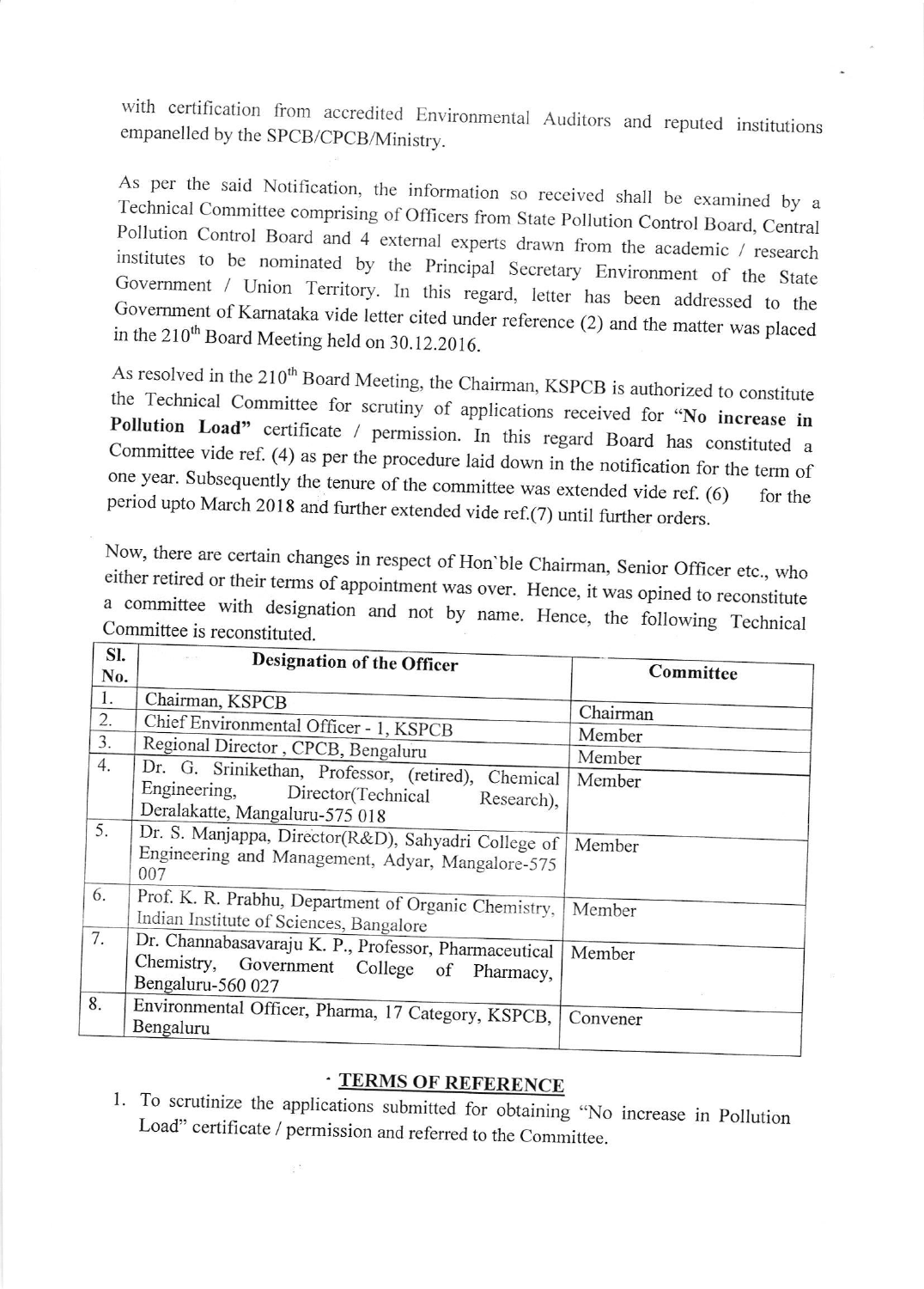with certification from accredited Environmental Auditors and reputed institutions empanelled by the SPCB/CPCB/Ministry.

As per the said Notification, the information so received shall be examined by a Technical Committee comprising of Officers from State Pollution Control Board, Central Pollution Control Board and 4 external experts drawn from the academic / research institutes to be nominated by the Principal Secretary Environment of the State Government / Union Territory. In this regard, letter has been addressed to the Government of Karnataka vide letter cited under reference (2) and the matter was placed in the 210th Board Meeting held on 30.12.2016.

As resolved in the 210th Board Meeting, the Chairman, KSPCB is authorized to constitute the Technical Committee for scrutiny of applications received for "**No increase in Pollution Load**" certificate / permission. In this regard Board has constituted a Committee vide ref. (4) as per the procedure laid down in the notification for the term of one year. Subsequently the tenure of the committee was extended vide ref. (6) for the period upto March 2018 and further extended vide ref.(7) until further orders.

Now, there are certain changes in respect of Hon`ble Chairman, Senior Officer etc., who either retired or their terms of appointment was over. Hence, it was opined to reconstitute a committee with designation and not by name. Hence, the following Technical Committee is reconstituted.

| Sl. No. | Designation of the Officer | Committee |
|---|---|---|
| 1. | Chairman, KSPCB | Chairman |
| 2. | Chief Environmental Officer - 1, KSPCB | Member |
| 3. | Regional Director , CPCB, Bengaluru | Member |
| 4. | Dr. G. Srinikethan, Professor, (retired), Chemical Engineering, Director(Technical Research), Deralakatte, Mangaluru-575 018 | Member |
| 5. | Dr. S. Manjappa, Director(R&D), Sahyadri College of Engineering and Management, Adyar, Mangalore-575 007 | Member |
| 6. | Prof. K. R. Prabhu, Department of Organic Chemistry, Indian Institute of Sciences, Bangalore | Member |
| 7. | Dr. Channabasavaraju K. P., Professor, Pharmaceutical Chemistry, Government College of Pharmacy, Bengaluru-560 027 | Member |
| 8. | Environmental Officer, Pharma, 17 Category, KSPCB, Bengaluru | Convener |

## TERMS OF REFERENCE

1. To scrutinize the applications submitted for obtaining "No increase in Pollution Load" certificate / permission and referred to the Committee.